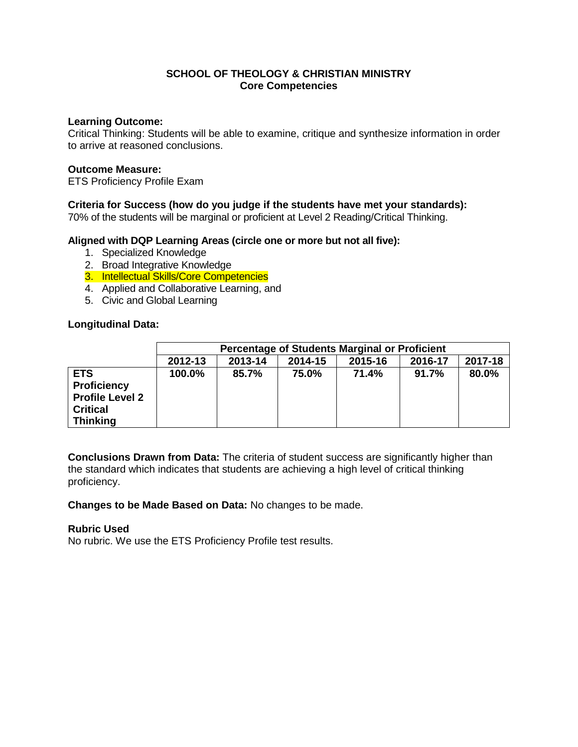# SCHOOL OF THEOLOGY & CHRISTIAN MINISTRY
## Core Competencies

**Learning Outcome:**
Critical Thinking: Students will be able to examine, critique and synthesize information in order to arrive at reasoned conclusions.

**Outcome Measure:**
ETS Proficiency Profile Exam

**Criteria for Success (how do you judge if the students have met your standards):**
70% of the students will be marginal or proficient at Level 2 Reading/Critical Thinking.

**Aligned with DQP Learning Areas (circle one or more but not all five):**

1. Specialized Knowledge
2. Broad Integrative Knowledge
3. Intellectual Skills/Core Competencies
4. Applied and Collaborative Learning, and
5. Civic and Global Learning

**Longitudinal Data:**

| | Percentage of Students Marginal or Proficient | | | | | |
|---|---|---|---|---|---|---|
| | **2012-13** | **2013-14** | **2014-15** | **2015-16** | **2016-17** | **2017-18** |
| **ETS Proficiency Profile Level 2 Critical Thinking** | **100.0%** | **85.7%** | **75.0%** | **71.4%** | **91.7%** | **80.0%** |

**Conclusions Drawn from Data:** The criteria of student success are significantly higher than the standard which indicates that students are achieving a high level of critical thinking proficiency.

**Changes to be Made Based on Data:** No changes to be made.

**Rubric Used**
No rubric. We use the ETS Proficiency Profile test results.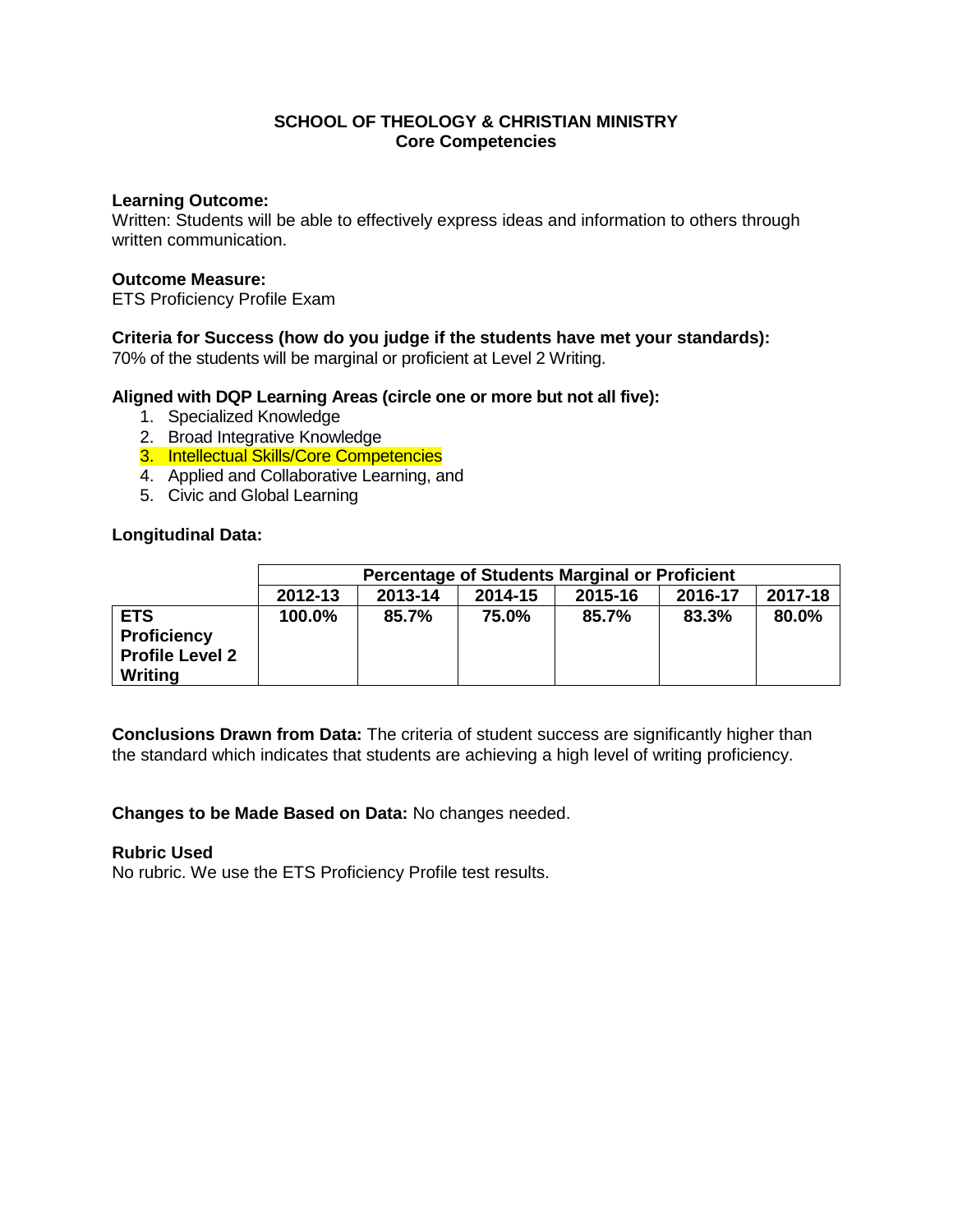**SCHOOL OF THEOLOGY & CHRISTIAN MINISTRY**
**Core Competencies**

**Learning Outcome:**
Written: Students will be able to effectively express ideas and information to others through written communication.

**Outcome Measure:**
ETS Proficiency Profile Exam

**Criteria for Success (how do you judge if the students have met your standards):**
70% of the students will be marginal or proficient at Level 2 Writing.

**Aligned with DQP Learning Areas (circle one or more but not all five):**

1. Specialized Knowledge
2. Broad Integrative Knowledge
3. Intellectual Skills/Core Competencies
4. Applied and Collaborative Learning, and
5. Civic and Global Learning

**Longitudinal Data:**

| | Percentage of Students Marginal or Proficient | | | | | |
|---|---|---|---|---|---|---|
| | **2012-13** | **2013-14** | **2014-15** | **2015-16** | **2016-17** | **2017-18** |
| **ETS Proficiency Profile Level 2 Writing** | **100.0%** | **85.7%** | **75.0%** | **85.7%** | **83.3%** | **80.0%** |

**Conclusions Drawn from Data:** The criteria of student success are significantly higher than the standard which indicates that students are achieving a high level of writing proficiency.

**Changes to be Made Based on Data:** No changes needed.

**Rubric Used**
No rubric. We use the ETS Proficiency Profile test results.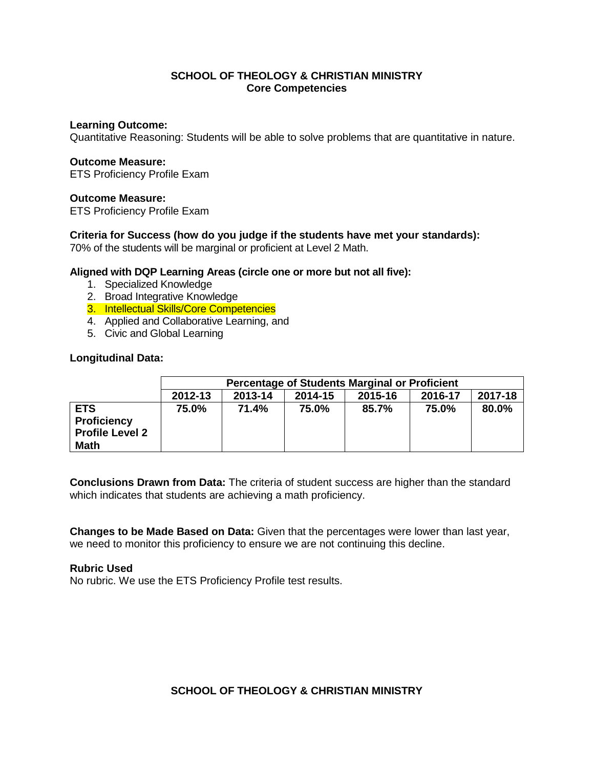**SCHOOL OF THEOLOGY & CHRISTIAN MINISTRY**
**Core Competencies**

**Learning Outcome:**
Quantitative Reasoning: Students will be able to solve problems that are quantitative in nature.

**Outcome Measure:**
ETS Proficiency Profile Exam

**Outcome Measure:**
ETS Proficiency Profile Exam

**Criteria for Success (how do you judge if the students have met your standards):**
70% of the students will be marginal or proficient at Level 2 Math.

**Aligned with DQP Learning Areas (circle one or more but not all five):**

1. Specialized Knowledge
2. Broad Integrative Knowledge
3. Intellectual Skills/Core Competencies
4. Applied and Collaborative Learning, and
5. Civic and Global Learning

**Longitudinal Data:**

| | **Percentage of Students Marginal or Proficient** | | | | | |
|---|---|---|---|---|---|---|
| | **2012-13** | **2013-14** | **2014-15** | **2015-16** | **2016-17** | **2017-18** |
| **ETS Proficiency Profile Level 2 Math** | **75.0%** | **71.4%** | **75.0%** | **85.7%** | **75.0%** | **80.0%** |

**Conclusions Drawn from Data:** The criteria of student success are higher than the standard which indicates that students are achieving a math proficiency.

**Changes to be Made Based on Data:** Given that the percentages were lower than last year, we need to monitor this proficiency to ensure we are not continuing this decline.

**Rubric Used**
No rubric. We use the ETS Proficiency Profile test results.

**SCHOOL OF THEOLOGY & CHRISTIAN MINISTRY**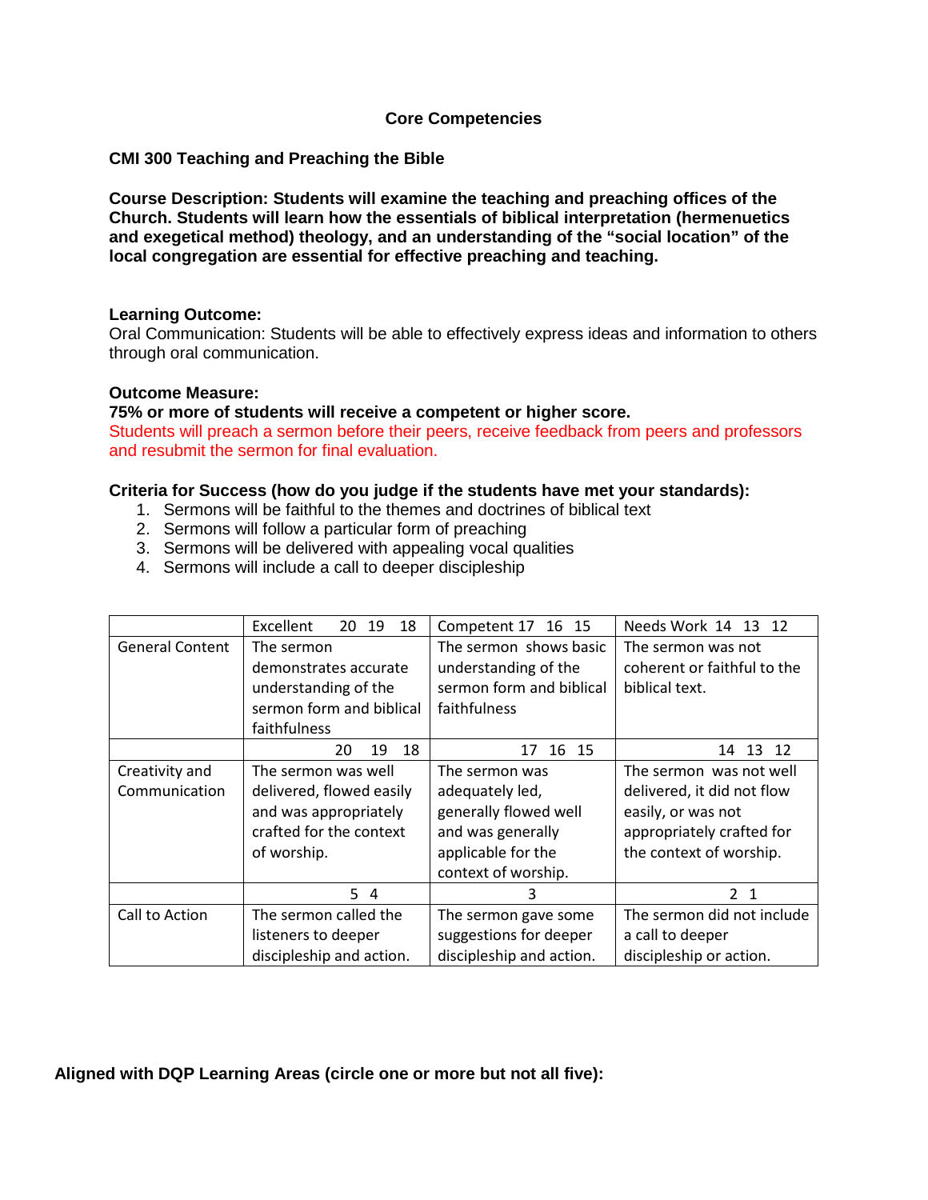**Core Competencies**

**CMI 300 Teaching and Preaching the Bible**

**Course Description: Students will examine the teaching and preaching offices of the Church. Students will learn how the essentials of biblical interpretation (hermenuetics and exegetical method) theology, and an understanding of the "social location" of the local congregation are essential for effective preaching and teaching.**

**Learning Outcome:**
Oral Communication: Students will be able to effectively express ideas and information to others through oral communication.

**Outcome Measure:**
**75% or more of students will receive a competent or higher score.**
Students will preach a sermon before their peers, receive feedback from peers and professors and resubmit the sermon for final evaluation.

**Criteria for Success (how do you judge if the students have met your standards):**

1. Sermons will be faithful to the themes and doctrines of biblical text
2. Sermons will follow a particular form of preaching
3. Sermons will be delivered with appealing vocal qualities
4. Sermons will include a call to deeper discipleship

| | Excellent 20 19 18 | Competent 17 16 15 | Needs Work 14 13 12 |
|---|---|---|---|
| General Content | The sermon demonstrates accurate understanding of the sermon form and biblical faithfulness | The sermon shows basic understanding of the sermon form and biblical faithfulness | The sermon was not coherent or faithful to the biblical text. |
| | 20 19 18 | 17 16 15 | 14 13 12 |
| Creativity and Communication | The sermon was well delivered, flowed easily and was appropriately crafted for the context of worship. | The sermon was adequately led, generally flowed well and was generally applicable for the context of worship. | The sermon was not well delivered, it did not flow easily, or was not appropriately crafted for the context of worship. |
| | 5 4 | 3 | 2 1 |
| Call to Action | The sermon called the listeners to deeper discipleship and action. | The sermon gave some suggestions for deeper discipleship and action. | The sermon did not include a call to deeper discipleship or action. |

**Aligned with DQP Learning Areas (circle one or more but not all five):**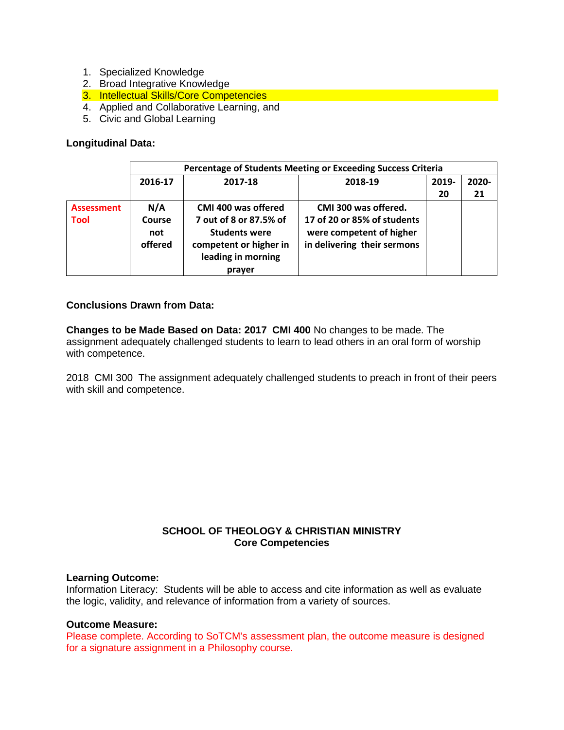1. Specialized Knowledge
2. Broad Integrative Knowledge
3. Intellectual Skills/Core Competencies
4. Applied and Collaborative Learning, and
5. Civic and Global Learning

**Longitudinal Data:**

| | Percentage of Students Meeting or Exceeding Success Criteria | | | | |
|---|---|---|---|---|---|
| | **2016-17** | **2017-18** | **2018-19** | **2019-20** | **2020-21** |
| **Assessment Tool** | **N/A Course not offered** | **CMI 400 was offered 7 out of 8 or 87.5% of Students were competent or higher in leading in morning prayer** | **CMI 300 was offered. 17 of 20 or 85% of students were competent of higher in delivering their sermons** | | |

**Conclusions Drawn from Data:**

**Changes to be Made Based on Data: 2017 CMI 400** No changes to be made. The assignment adequately challenged students to learn to lead others in an oral form of worship with competence.

2018 CMI 300 The assignment adequately challenged students to preach in front of their peers with skill and competence.

**SCHOOL OF THEOLOGY & CHRISTIAN MINISTRY**
**Core Competencies**

**Learning Outcome:**
Information Literacy: Students will be able to access and cite information as well as evaluate the logic, validity, and relevance of information from a variety of sources.

**Outcome Measure:**
Please complete. According to SoTCM's assessment plan, the outcome measure is designed for a signature assignment in a Philosophy course.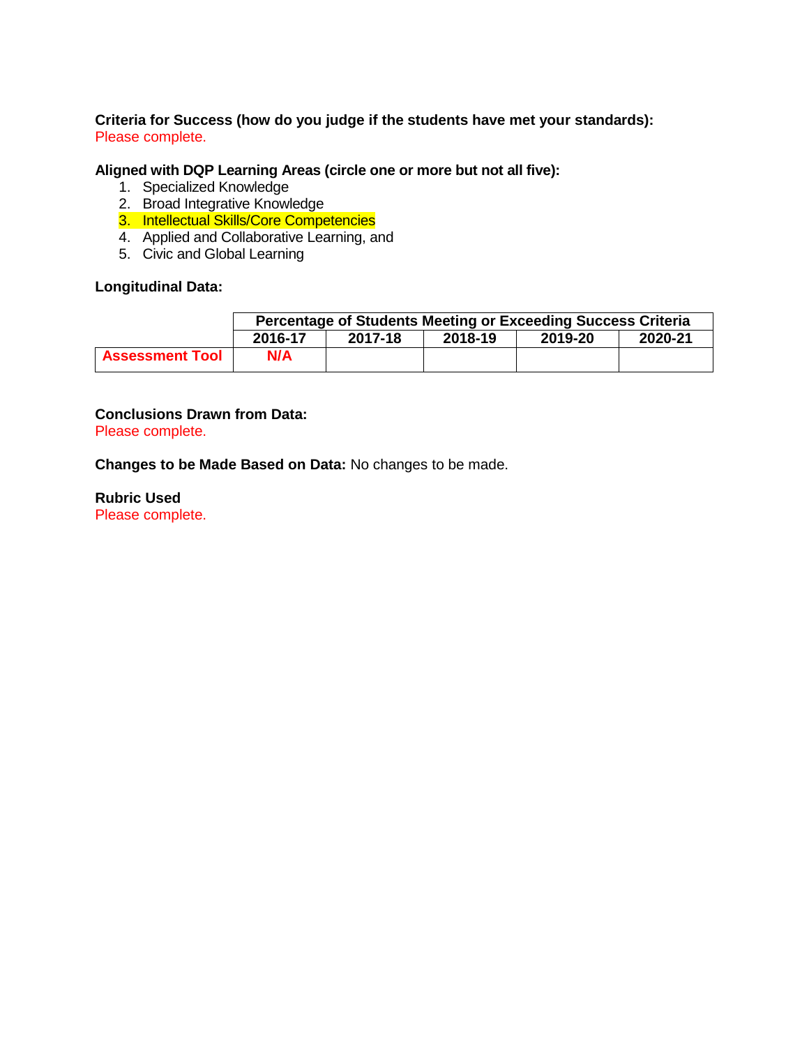**Criteria for Success (how do you judge if the students have met your standards):**
Please complete.

**Aligned with DQP Learning Areas (circle one or more but not all five):**

1. Specialized Knowledge
2. Broad Integrative Knowledge
3. Intellectual Skills/Core Competencies
4. Applied and Collaborative Learning, and
5. Civic and Global Learning

**Longitudinal Data:**

| | Percentage of Students Meeting or Exceeding Success Criteria | | | | |
|---|---|---|---|---|---|
| | 2016-17 | 2017-18 | 2018-19 | 2019-20 | 2020-21 |
| **Assessment Tool** | **N/A** | | | | |

**Conclusions Drawn from Data:**
Please complete.

**Changes to be Made Based on Data:** No changes to be made.

**Rubric Used**
Please complete.